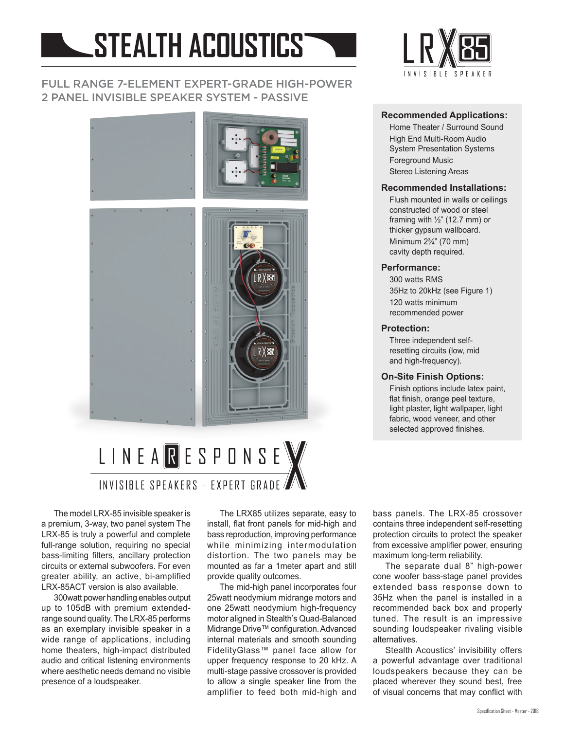# STEALTH ACOUSTICS

LRX85 INVISIBLE SPEAKER

## FULL RANGE 7-ELEMENT EXPERT-GRADE HIGH-POWER 2 PANEL INVISIBLE SPEAKER SYSTEM - PASSIVE

**Recommended Applications:**

- Home Theater / Surround Sound
- High End Multi-Room Audio
- System Presentation Systems
- Foreground Music
- Stereo Listening Areas

**Recommended Installations:**

Flush mounted in walls or ceilings constructed of wood or steel framing with ½" (12.7 mm) or thicker gypsum wallboard.

Minimum 2¾" (70 mm) cavity depth required.

**Performance:**

300 watts RMS

35Hz to 20kHz (see Figure 1)

120 watts minimum recommended power

**Protection:**

Three independent self-resetting circuits (low, mid and high-frequency).

**On-Site Finish Options:**

Finish options include latex paint, flat finish, orange peel texture, light plaster, light wallpaper, light fabric, wood veneer, and other selected approved finishes.

LINEARESPONSEX

INVISIBLE SPEAKERS - EXPERT GRADE

The model LRX-85 invisible speaker is a premium, 3-way, two panel system The LRX-85 is truly a powerful and complete full-range solution, requiring no special bass-limiting filters, ancillary protection circuits or external subwoofers. For even greater ability, an active, bi-amplified LRX-85ACT version is also available.

300watt power handling enables output up to 105dB with premium extended-range sound quality. The LRX-85 performs as an exemplary invisible speaker in a wide range of applications, including home theaters, high-impact distributed audio and critical listening environments where aesthetic needs demand no visible presence of a loudspeaker.

The LRX85 utilizes separate, easy to install, flat front panels for mid-high and bass reproduction, improving performance while minimizing intermodulation distortion. The two panels may be mounted as far a 1meter apart and still provide quality outcomes.

The mid-high panel incorporates four 25watt neodymium midrange motors and one 25watt neodymium high-frequency motor aligned in Stealth's Quad-Balanced Midrange Drive™ configuration. Advanced internal materials and smooth sounding FidelityGlass™ panel face allow for upper frequency response to 20 kHz. A multi-stage passive crossover is provided to allow a single speaker line from the amplifier to feed both mid-high and bass panels. The LRX-85 crossover contains three independent self-resetting protection circuits to protect the speaker from excessive amplifier power, ensuring maximum long-term reliability.

The separate dual 8" high-power cone woofer bass-stage panel provides extended bass response down to 35Hz when the panel is installed in a recommended back box and properly tuned. The result is an impressive sounding loudspeaker rivaling visible alternatives.

Stealth Acoustics' invisibility offers a powerful advantage over traditional loudspeakers because they can be placed wherever they sound best, free of visual concerns that may conflict with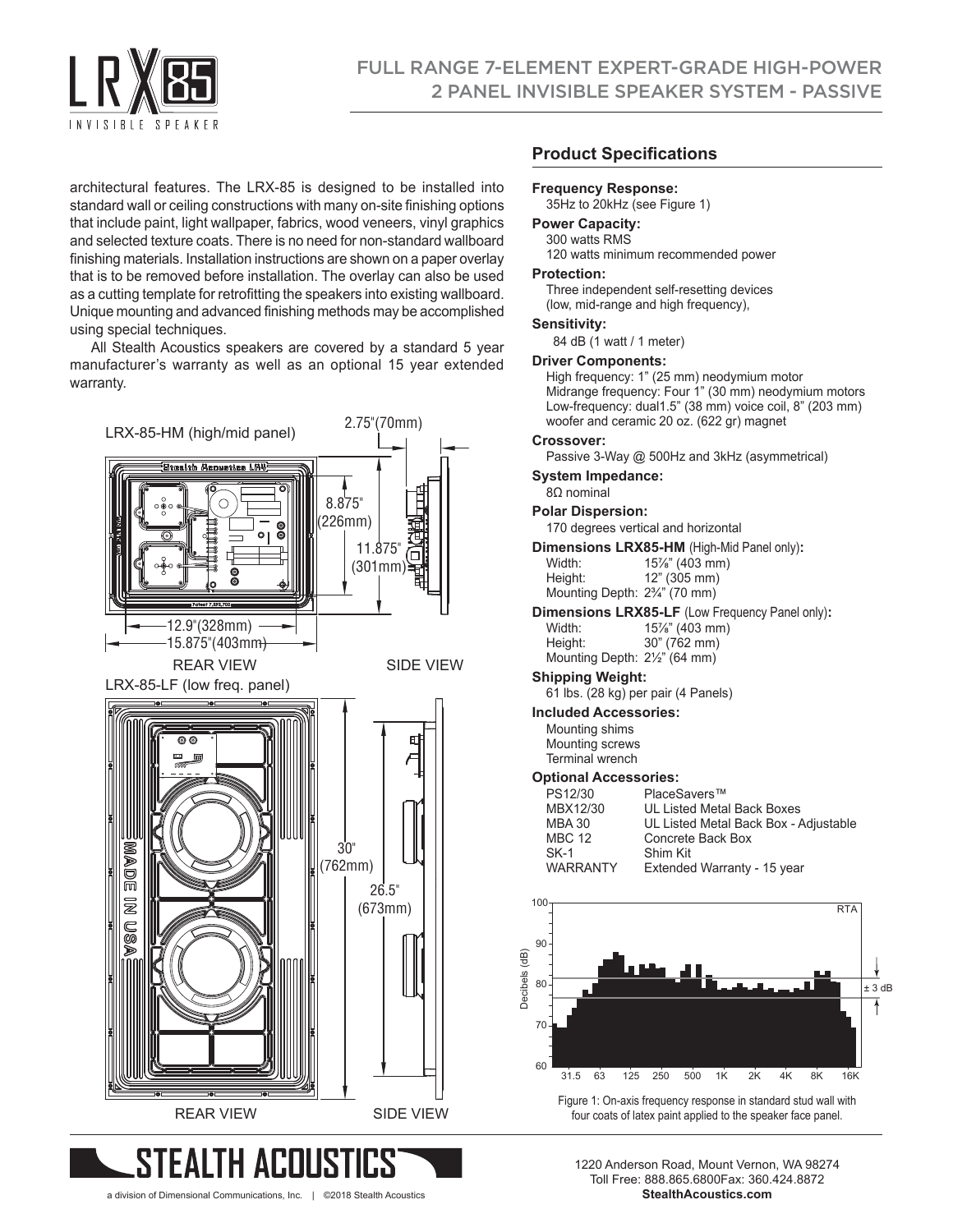# FULL RANGE 7-ELEMENT EXPERT-GRADE HIGH-POWER 2 PANEL INVISIBLE SPEAKER SYSTEM - PASSIVE

architectural features. The LRX-85 is designed to be installed into standard wall or ceiling constructions with many on-site finishing options that include paint, light wallpaper, fabrics, wood veneers, vinyl graphics and selected texture coats. There is no need for non-standard wallboard finishing materials. Installation instructions are shown on a paper overlay that is to be removed before installation. The overlay can also be used as a cutting template for retrofitting the speakers into existing wallboard. Unique mounting and advanced finishing methods may be accomplished using special techniques.

All Stealth Acoustics speakers are covered by a standard 5 year manufacturer's warranty as well as an optional 15 year extended warranty.

LRX-85-HM (high/mid panel)

2.75"(70mm)

8.875" (226mm)

11.875" (301mm)

12.9"(328mm)

15.875"(403mm)

REAR VIEW　　SIDE VIEW

LRX-85-LF (low freq. panel)

30" (762mm)

26.5" (673mm)

REAR VIEW　　SIDE VIEW

## Product Specifications

**Frequency Response:**
35Hz to 20kHz (see Figure 1)

**Power Capacity:**
300 watts RMS
120 watts minimum recommended power

**Protection:**
Three independent self-resetting devices (low, mid-range and high frequency),

**Sensitivity:**
84 dB (1 watt / 1 meter)

**Driver Components:**
High frequency: 1" (25 mm) neodymium motor
Midrange frequency: Four 1" (30 mm) neodymium motors
Low-frequency: dual1.5" (38 mm) voice coil, 8" (203 mm) woofer and ceramic 20 oz. (622 gr) magnet

**Crossover:**
Passive 3-Way @ 500Hz and 3kHz (asymmetrical)

**System Impedance:**
8Ω nominal

**Polar Dispersion:**
170 degrees vertical and horizontal

**Dimensions LRX85-HM** (High-Mid Panel only)**:**
Width: 15⅞" (403 mm)
Height: 12" (305 mm)
Mounting Depth: 2¾" (70 mm)

**Dimensions LRX85-LF** (Low Frequency Panel only)**:**
Width: 15⅞" (403 mm)
Height: 30" (762 mm)
Mounting Depth: 2½" (64 mm)

**Shipping Weight:**
61 lbs. (28 kg) per pair (4 Panels)

**Included Accessories:**
Mounting shims
Mounting screws
Terminal wrench

**Optional Accessories:**

| | |
|---|---|
| PS12/30 | PlaceSavers™ |
| MBX12/30 | UL Listed Metal Back Boxes |
| MBA 30 | UL Listed Metal Back Box - Adjustable |
| MBC 12 | Concrete Back Box |
| SK-1 | Shim Kit |
| WARRANTY | Extended Warranty - 15 year |

Figure 1: On-axis frequency response in standard stud wall with four coats of latex paint applied to the speaker face panel.

1220 Anderson Road, Mount Vernon, WA 98274
Toll Free: 888.865.6800Fax: 360.424.8872
**StealthAcoustics.com**

a division of Dimensional Communications, Inc. | ©2018 Stealth Acoustics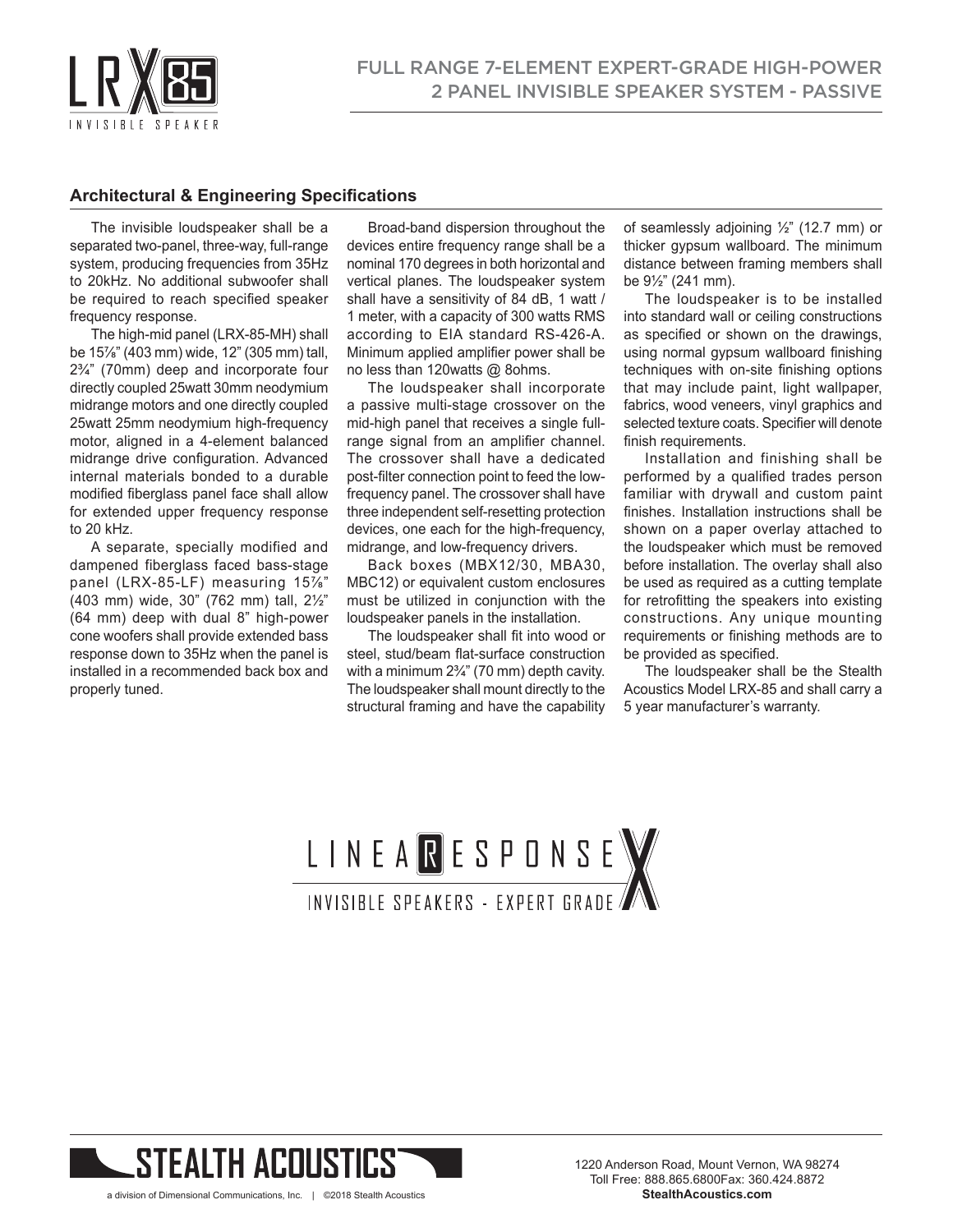# LRX85 INVISIBLE SPEAKER

## FULL RANGE 7-ELEMENT EXPERT-GRADE HIGH-POWER 2 PANEL INVISIBLE SPEAKER SYSTEM - PASSIVE

### Architectural & Engineering Specifications

The invisible loudspeaker shall be a separated two-panel, three-way, full-range system, producing frequencies from 35Hz to 20kHz. No additional subwoofer shall be required to reach specified speaker frequency response.

The high-mid panel (LRX-85-MH) shall be 15⅞" (403 mm) wide, 12" (305 mm) tall, 2¾" (70mm) deep and incorporate four directly coupled 25watt 30mm neodymium midrange motors and one directly coupled 25watt 25mm neodymium high-frequency motor, aligned in a 4-element balanced midrange drive configuration. Advanced internal materials bonded to a durable modified fiberglass panel face shall allow for extended upper frequency response to 20 kHz.

A separate, specially modified and dampened fiberglass faced bass-stage panel (LRX-85-LF) measuring 15⅞" (403 mm) wide, 30" (762 mm) tall, 2½" (64 mm) deep with dual 8" high-power cone woofers shall provide extended bass response down to 35Hz when the panel is installed in a recommended back box and properly tuned.

Broad-band dispersion throughout the devices entire frequency range shall be a nominal 170 degrees in both horizontal and vertical planes. The loudspeaker system shall have a sensitivity of 84 dB, 1 watt / 1 meter, with a capacity of 300 watts RMS according to EIA standard RS-426-A. Minimum applied amplifier power shall be no less than 120watts @ 8ohms.

The loudspeaker shall incorporate a passive multi-stage crossover on the mid-high panel that receives a single full-range signal from an amplifier channel. The crossover shall have a dedicated post-filter connection point to feed the low-frequency panel. The crossover shall have three independent self-resetting protection devices, one each for the high-frequency, midrange, and low-frequency drivers.

Back boxes (MBX12/30, MBA30, MBC12) or equivalent custom enclosures must be utilized in conjunction with the loudspeaker panels in the installation.

The loudspeaker shall fit into wood or steel, stud/beam flat-surface construction with a minimum 2¾" (70 mm) depth cavity. The loudspeaker shall mount directly to the structural framing and have the capability of seamlessly adjoining ½" (12.7 mm) or thicker gypsum wallboard. The minimum distance between framing members shall be 9½" (241 mm).

The loudspeaker is to be installed into standard wall or ceiling constructions as specified or shown on the drawings, using normal gypsum wallboard finishing techniques with on-site finishing options that may include paint, light wallpaper, fabrics, wood veneers, vinyl graphics and selected texture coats. Specifier will denote finish requirements.

Installation and finishing shall be performed by a qualified trades person familiar with drywall and custom paint finishes. Installation instructions shall be shown on a paper overlay attached to the loudspeaker which must be removed before installation. The overlay shall also be used as required as a cutting template for retrofitting the speakers into existing constructions. Any unique mounting requirements or finishing methods are to be provided as specified.

The loudspeaker shall be the Stealth Acoustics Model LRX-85 and shall carry a 5 year manufacturer's warranty.

LINEARRESPONSEX

INVISIBLE SPEAKERS - EXPERT GRADE

STEALTH ACOUSTICS

a division of Dimensional Communications, Inc. | ©2018 Stealth Acoustics

1220 Anderson Road, Mount Vernon, WA 98274
Toll Free: 888.865.6800Fax: 360.424.8872
**StealthAcoustics.com**